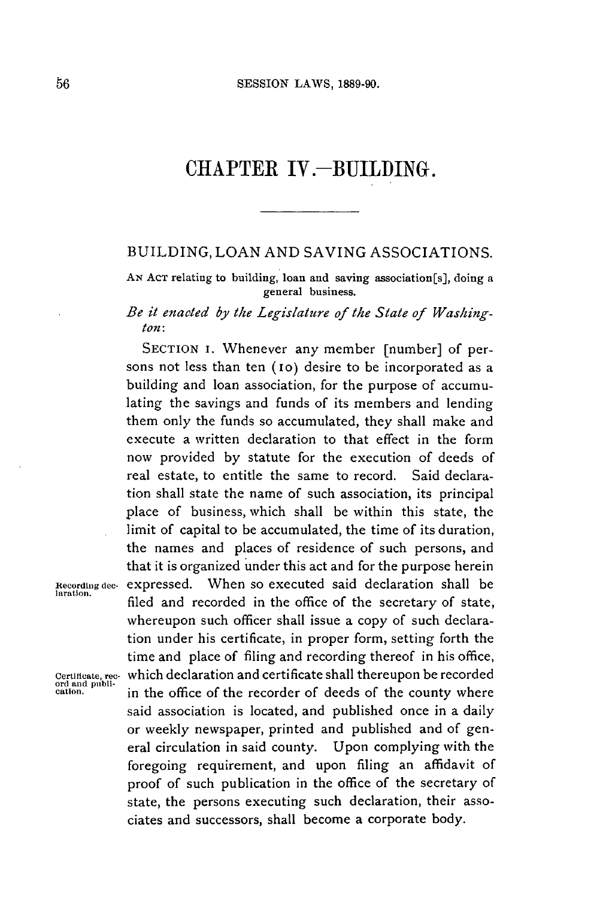# CHAPTER IV.—BUILDING.

## BUILDING, LOAN AND SAVING ASSOCIATIONS.

AN ACT relating to building, loan and saving association[s], doing a general business.

*Be it enacted by the Legislature of the State of Washington:*

SECTION 1. Whenever any member [number] of persons not less than ten (10) desire to be incorporated as a building and loan association, for the purpose of accumulating the savings and funds of its members and lending them only the funds so accumulated, they shall make and execute a written declaration to that effect in the form now provided by statute for the execution of deeds of real estate, to entitle the same to record. Said declaration shall state the name of such association, its principal place of business, which shall be within this state, the limit of capital to be accumulated, the time of its duration, the names and places of residence of such persons, and that it is organized under this act and for the purpose herein expressed. When so executed said declaration shall be filed and recorded in the office of the secretary of state, whereupon such officer shall issue a copy of such declaration under his certificate, in proper form, setting forth the time and place of filing and recording thereof in his office, which declaration and certificate shall thereupon be recorded in the office of the recorder of deeds of the county where said association is located, and published once in a daily or weekly newspaper, printed and published and of general circulation in said county. Upon complying with the foregoing requirement, and upon filing an affidavit of proof of such publication in the office of the secretary of state, the persons executing such declaration, their associates and successors, shall become a corporate body.

Recording declaration.

Certificate, record and publication.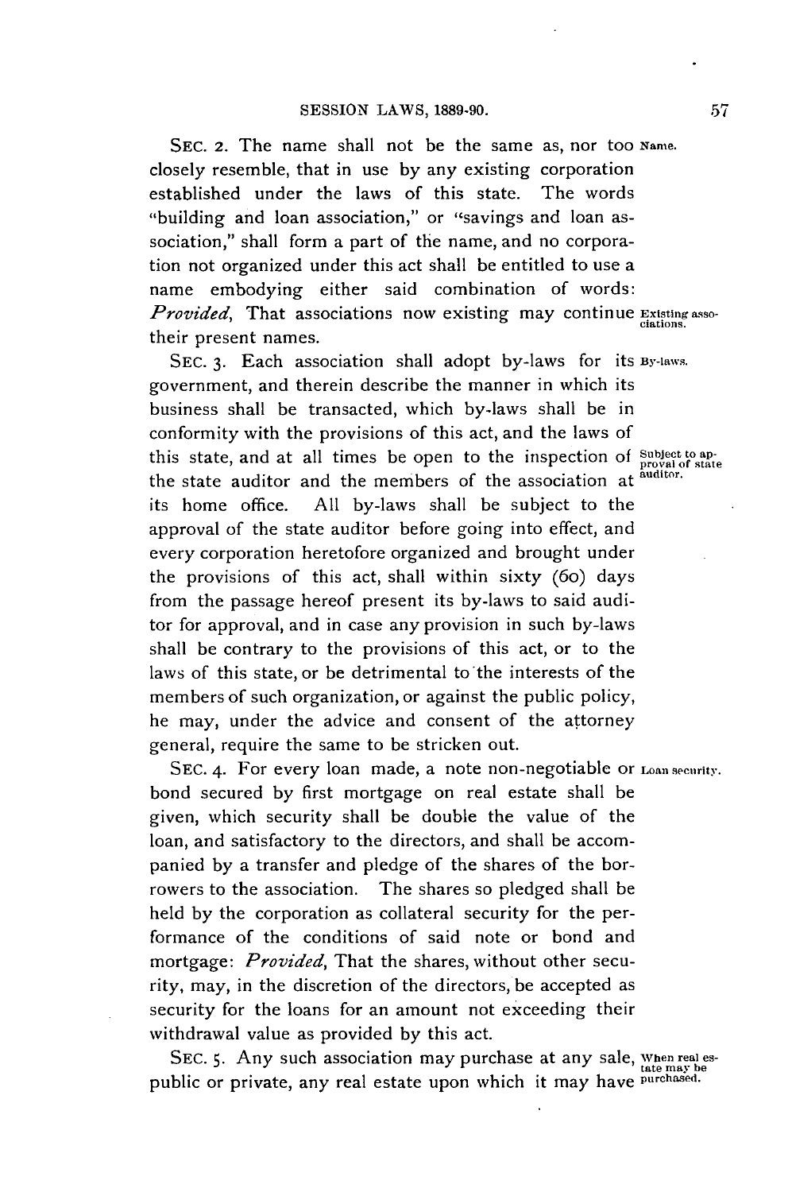SEC. 2. The name shall not be the same as, nor too closely resemble, that in use by any existing corporation established under the laws of this state. The words "building and loan association," or "savings and loan association," shall form a part of the name, and no corporation not organized under this act shall be entitled to use a name embodying either said combination of words: *Provided*, That associations now existing may continue their present names.

Name.

Existing associations.

SEC. 3. Each association shall adopt by-laws for its government, and therein describe the manner in which its business shall be transacted, which by-laws shall be in conformity with the provisions of this act, and the laws of this state, and at all times be open to the inspection of the state auditor and the members of the association at its home office. All by-laws shall be subject to the approval of the state auditor before going into effect, and every corporation heretofore organized and brought under the provisions of this act, shall within sixty (60) days from the passage hereof present its by-laws to said auditor for approval, and in case any provision in such by-laws shall be contrary to the provisions of this act, or to the laws of this state, or be detrimental to the interests of the members of such organization, or against the public policy, he may, under the advice and consent of the attorney general, require the same to be stricken out.

By-laws.

Subject to approval of state auditor.

SEC. 4. For every loan made, a note non-negotiable or bond secured by first mortgage on real estate shall be given, which security shall be double the value of the loan, and satisfactory to the directors, and shall be accompanied by a transfer and pledge of the shares of the borrowers to the association. The shares so pledged shall be held by the corporation as collateral security for the performance of the conditions of said note or bond and mortgage: *Provided*, That the shares, without other security, may, in the discretion of the directors, be accepted as security for the loans for an amount not exceeding their withdrawal value as provided by this act.

Loan security.

SEC. 5. Any such association may purchase at any sale, public or private, any real estate upon which it may have

When real estate may be purchased.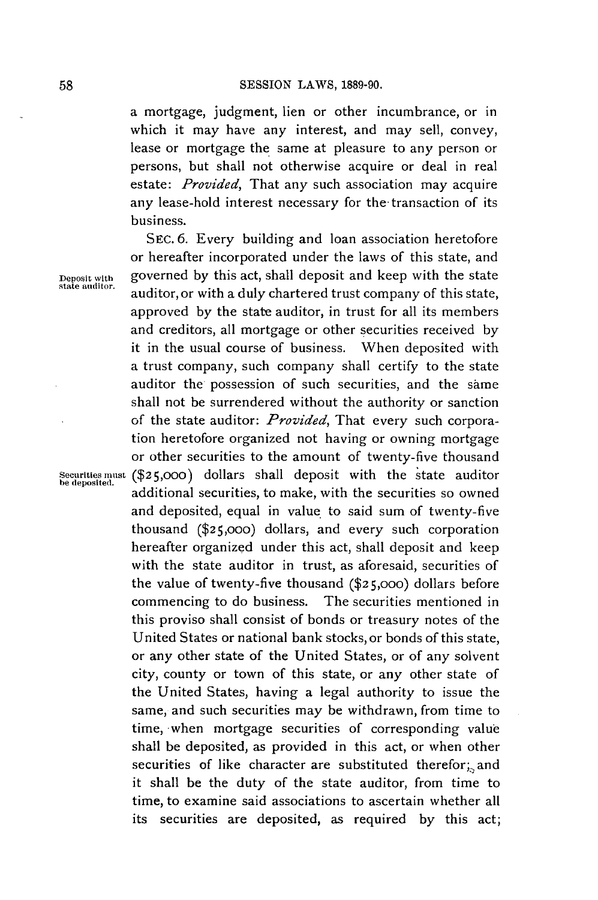a mortgage, judgment, lien or other incumbrance, or in which it may have any interest, and may sell, convey, lease or mortgage the same at pleasure to any person or persons, but shall not otherwise acquire or deal in real estate: *Provided*, That any such association may acquire any lease-hold interest necessary for the transaction of its business.

Deposit with state auditor.

SEC. 6. Every building and loan association heretofore or hereafter incorporated under the laws of this state, and governed by this act, shall deposit and keep with the state auditor, or with a duly chartered trust company of this state, approved by the state auditor, in trust for all its members and creditors, all mortgage or other securities received by it in the usual course of business. When deposited with a trust company, such company shall certify to the state auditor the possession of such securities, and the same shall not be surrendered without the authority or sanction of the state auditor: *Provided*, That every such corporation heretofore organized not having or owning mortgage or other securities to the amount of twenty-five thousand ($25,000) dollars shall deposit with the state auditor additional securities, to make, with the securities so owned and deposited, equal in value to said sum of twenty-five thousand ($25,000) dollars, and every such corporation hereafter organized under this act, shall deposit and keep with the state auditor in trust, as aforesaid, securities of the value of twenty-five thousand ($25,000) dollars before commencing to do business. The securities mentioned in this proviso shall consist of bonds or treasury notes of the United States or national bank stocks, or bonds of this state, or any other state of the United States, or of any solvent city, county or town of this state, or any other state of the United States, having a legal authority to issue the same, and such securities may be withdrawn, from time to time, when mortgage securities of corresponding value shall be deposited, as provided in this act, or when other securities of like character are substituted therefor; and it shall be the duty of the state auditor, from time to time, to examine said associations to ascertain whether all its securities are deposited, as required by this act;

Securities must be deposited.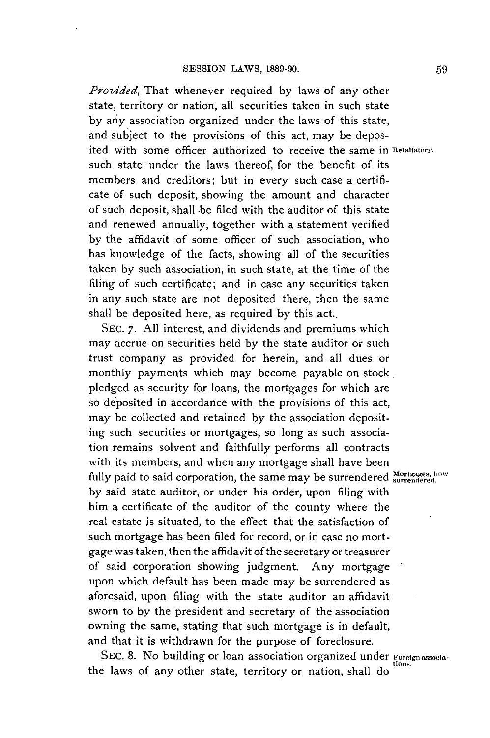*Provided*, That whenever required by laws of any other state, territory or nation, all securities taken in such state by any association organized under the laws of this state, and subject to the provisions of this act, may be deposited with some officer authorized to receive the same in such state under the laws thereof, for the benefit of its members and creditors; but in every such case a certificate of such deposit, showing the amount and character of such deposit, shall be filed with the auditor of this state and renewed annually, together with a statement verified by the affidavit of some officer of such association, who has knowledge of the facts, showing all of the securities taken by such association, in such state, at the time of the filing of such certificate; and in case any securities taken in any such state are not deposited there, then the same shall be deposited here, as required by this act.

Retaliatory.

SEC. 7. All interest, and dividends and premiums which may accrue on securities held by the state auditor or such trust company as provided for herein, and all dues or monthly payments which may become payable on stock pledged as security for loans, the mortgages for which are so deposited in accordance with the provisions of this act, may be collected and retained by the association depositing such securities or mortgages, so long as such association remains solvent and faithfully performs all contracts with its members, and when any mortgage shall have been fully paid to said corporation, the same may be surrendered by said state auditor, or under his order, upon filing with him a certificate of the auditor of the county where the real estate is situated, to the effect that the satisfaction of such mortgage has been filed for record, or in case no mortgage was taken, then the affidavit of the secretary or treasurer of said corporation showing judgment. Any mortgage upon which default has been made may be surrendered as aforesaid, upon filing with the state auditor an affidavit sworn to by the president and secretary of the association owning the same, stating that such mortgage is in default, and that it is withdrawn for the purpose of foreclosure.

Mortgages, how surrendered.

SEC. 8. No building or loan association organized under the laws of any other state, territory or nation, shall do

Foreign associations.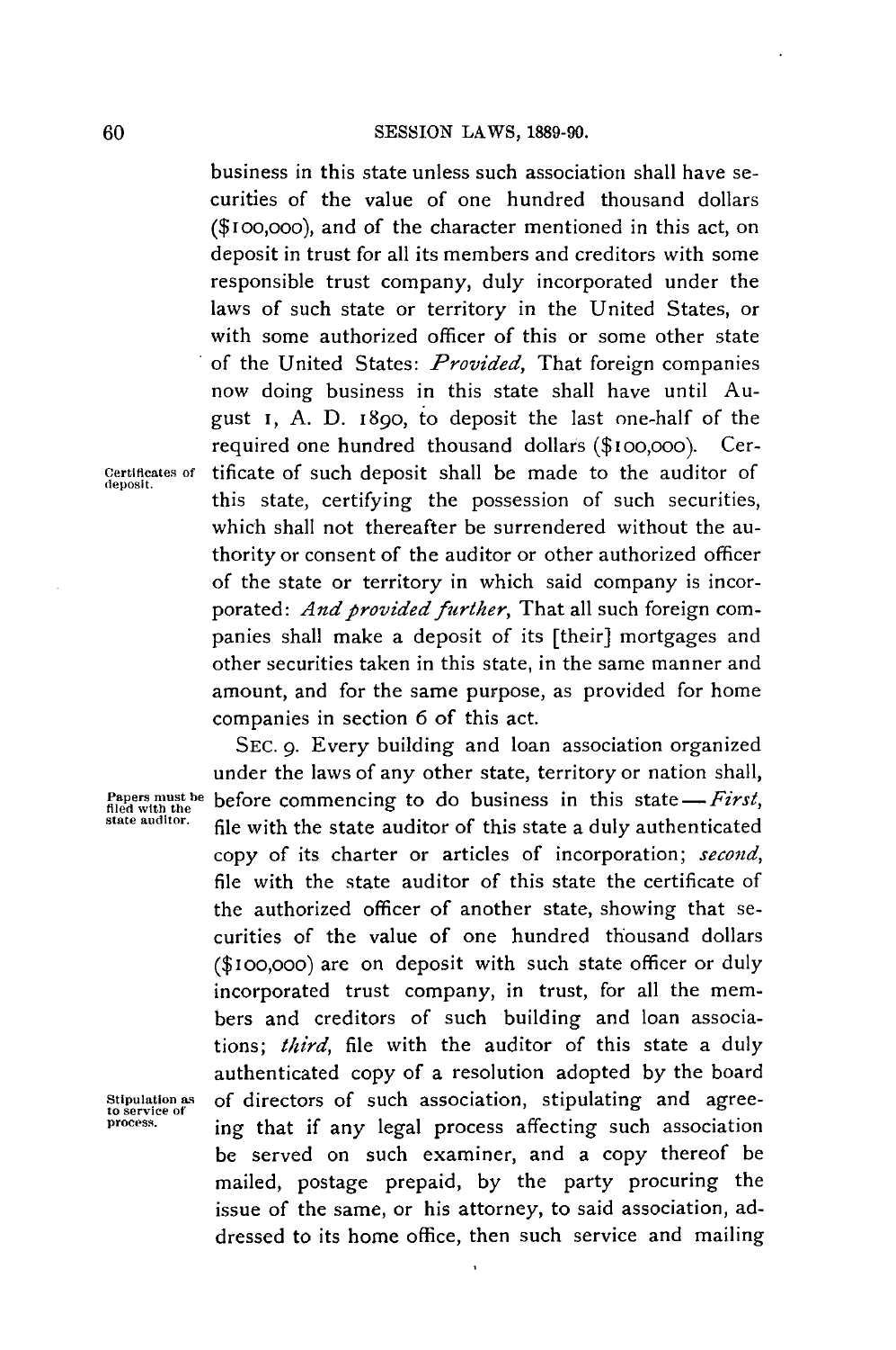business in this state unless such association shall have securities of the value of one hundred thousand dollars ($100,000), and of the character mentioned in this act, on deposit in trust for all its members and creditors with some responsible trust company, duly incorporated under the laws of such state or territory in the United States, or with some authorized officer of this or some other state of the United States: *Provided*, That foreign companies now doing business in this state shall have until August 1, A. D. 1890, to deposit the last one-half of the required one hundred thousand dollars ($100,000). Certificate of such deposit shall be made to the auditor of this state, certifying the possession of such securities, which shall not thereafter be surrendered without the authority or consent of the auditor or other authorized officer of the state or territory in which said company is incorporated: *And provided further*, That all such foreign companies shall make a deposit of its [their] mortgages and other securities taken in this state, in the same manner and amount, and for the same purpose, as provided for home companies in section 6 of this act.

Certificates of deposit.

SEC. 9. Every building and loan association organized under the laws of any other state, territory or nation shall, before commencing to do business in this state—*First*, file with the state auditor of this state a duly authenticated copy of its charter or articles of incorporation; *second*, file with the state auditor of this state the certificate of the authorized officer of another state, showing that securities of the value of one hundred thousand dollars ($100,000) are on deposit with such state officer or duly incorporated trust company, in trust, for all the members and creditors of such building and loan associations; *third*, file with the auditor of this state a duly authenticated copy of a resolution adopted by the board of directors of such association, stipulating and agreeing that if any legal process affecting such association be served on such examiner, and a copy thereof be mailed, postage prepaid, by the party procuring the issue of the same, or his attorney, to said association, addressed to its home office, then such service and mailing

Papers must be filed with the state auditor.

Stipulation as to service of process.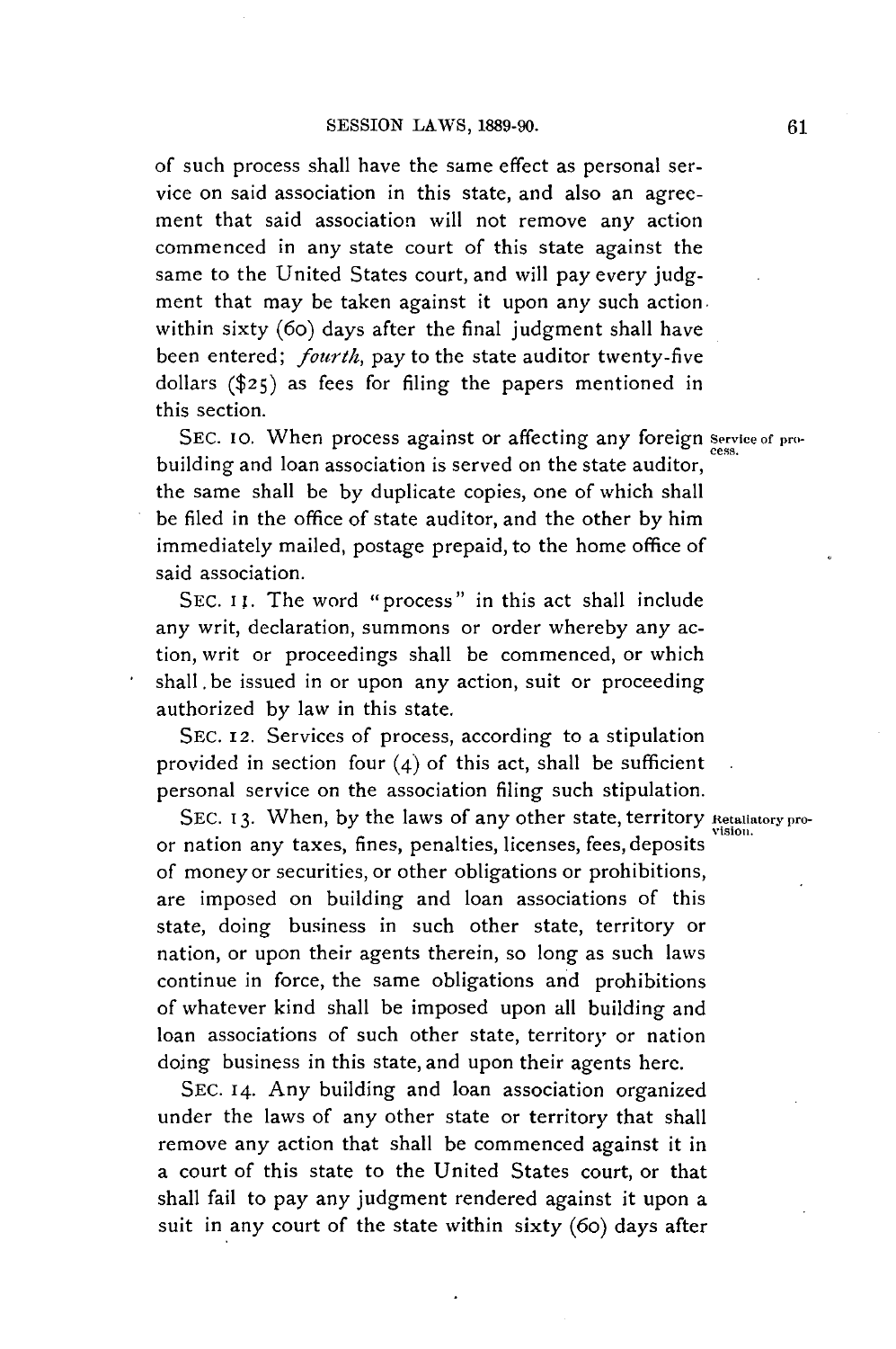of such process shall have the same effect as personal service on said association in this state, and also an agreement that said association will not remove any action commenced in any state court of this state against the same to the United States court, and will pay every judgment that may be taken against it upon any such action within sixty (60) days after the final judgment shall have been entered; *fourth*, pay to the state auditor twenty-five dollars ($25) as fees for filing the papers mentioned in this section.

Service of process.

SEC. 10. When process against or affecting any foreign building and loan association is served on the state auditor, the same shall be by duplicate copies, one of which shall be filed in the office of state auditor, and the other by him immediately mailed, postage prepaid, to the home office of said association.

SEC. 11. The word "process" in this act shall include any writ, declaration, summons or order whereby any action, writ or proceedings shall be commenced, or which shall be issued in or upon any action, suit or proceeding authorized by law in this state.

SEC. 12. Services of process, according to a stipulation provided in section four (4) of this act, shall be sufficient personal service on the association filing such stipulation.

Retaliatory provision.

SEC. 13. When, by the laws of any other state, territory or nation any taxes, fines, penalties, licenses, fees, deposits of money or securities, or other obligations or prohibitions, are imposed on building and loan associations of this state, doing business in such other state, territory or nation, or upon their agents therein, so long as such laws continue in force, the same obligations and prohibitions of whatever kind shall be imposed upon all building and loan associations of such other state, territory or nation doing business in this state, and upon their agents here.

SEC. 14. Any building and loan association organized under the laws of any other state or territory that shall remove any action that shall be commenced against it in a court of this state to the United States court, or that shall fail to pay any judgment rendered against it upon a suit in any court of the state within sixty (60) days after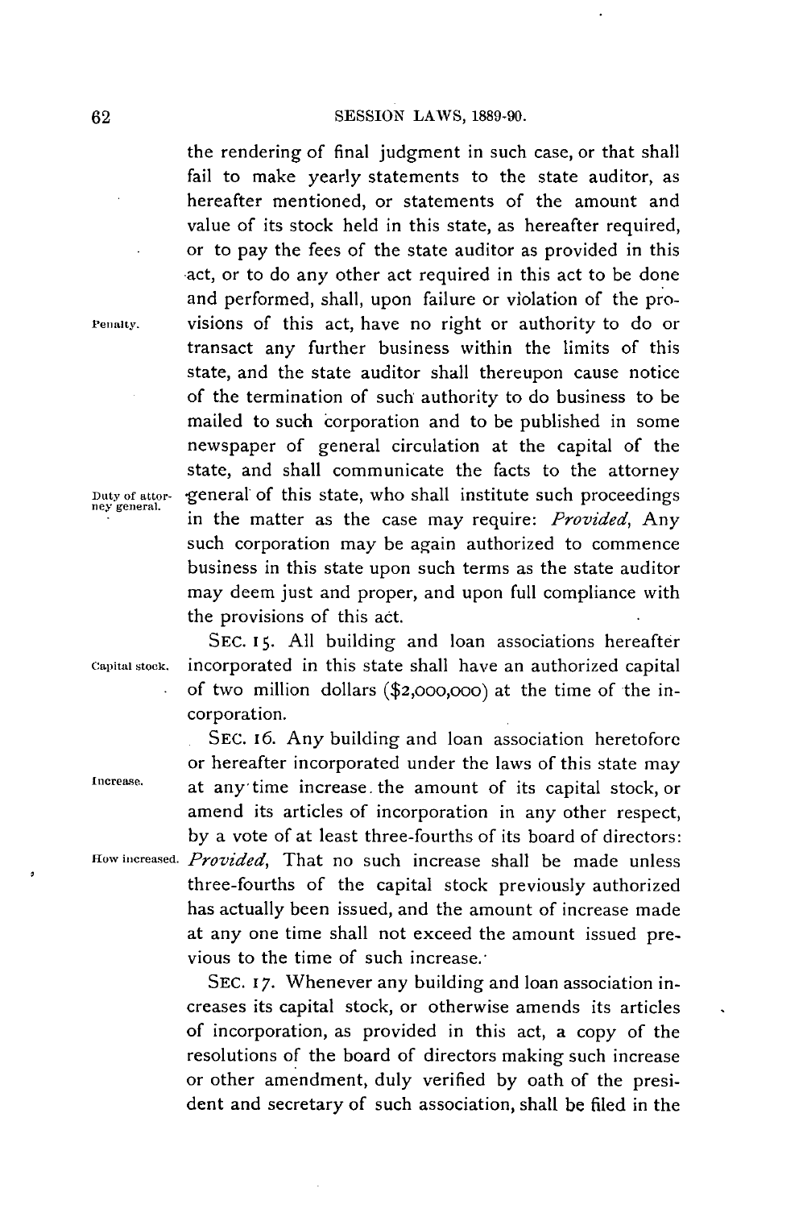the rendering of final judgment in such case, or that shall fail to make yearly statements to the state auditor, as hereafter mentioned, or statements of the amount and value of its stock held in this state, as hereafter required, or to pay the fees of the state auditor as provided in this act, or to do any other act required in this act to be done and performed, shall, upon failure or violation of the provisions of this act, have no right or authority to do or transact any further business within the limits of this state, and the state auditor shall thereupon cause notice of the termination of such authority to do business to be mailed to such corporation and to be published in some newspaper of general circulation at the capital of the state, and shall communicate the facts to the attorney general of this state, who shall institute such proceedings in the matter as the case may require: *Provided*, Any such corporation may be again authorized to commence business in this state upon such terms as the state auditor may deem just and proper, and upon full compliance with the provisions of this act.

Penalty.

Duty of attorney general.

SEC. 15. All building and loan associations hereafter incorporated in this state shall have an authorized capital of two million dollars ($2,000,000) at the time of the incorporation.

Capital stock.

SEC. 16. Any building and loan association heretofore or hereafter incorporated under the laws of this state may at any time increase the amount of its capital stock, or amend its articles of incorporation in any other respect, by a vote of at least three-fourths of its board of directors: *Provided*, That no such increase shall be made unless three-fourths of the capital stock previously authorized has actually been issued, and the amount of increase made at any one time shall not exceed the amount issued previous to the time of such increase.

Increase.

How increased.

SEC. 17. Whenever any building and loan association increases its capital stock, or otherwise amends its articles of incorporation, as provided in this act, a copy of the resolutions of the board of directors making such increase or other amendment, duly verified by oath of the president and secretary of such association, shall be filed in the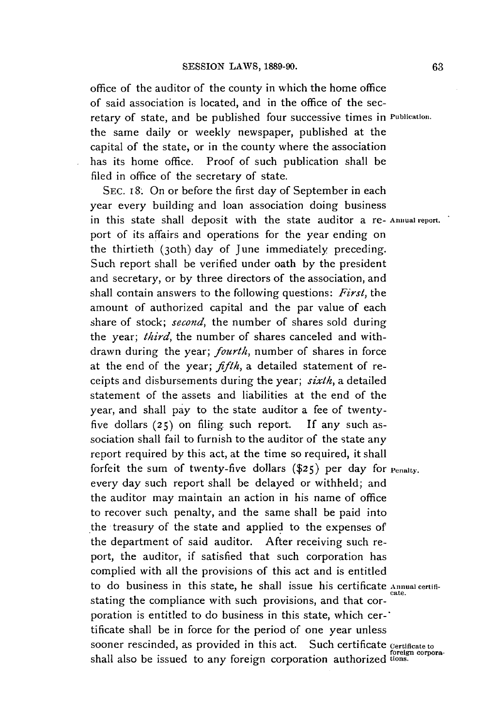office of the auditor of the county in which the home office of said association is located, and in the office of the secretary of state, and be published four successive times in the same daily or weekly newspaper, published at the capital of the state, or in the county where the association has its home office. Proof of such publication shall be filed in office of the secretary of state.

Publication.

SEC. 18. On or before the first day of September in each year every building and loan association doing business in this state shall deposit with the state auditor a report of its affairs and operations for the year ending on the thirtieth (30th) day of June immediately preceding. Such report shall be verified under oath by the president and secretary, or by three directors of the association, and shall contain answers to the following questions: *First*, the amount of authorized capital and the par value of each share of stock; *second*, the number of shares sold during the year; *third*, the number of shares canceled and withdrawn during the year; *fourth*, number of shares in force at the end of the year; *fifth*, a detailed statement of receipts and disbursements during the year; *sixth*, a detailed statement of the assets and liabilities at the end of the year, and shall pay to the state auditor a fee of twenty-five dollars (25) on filing such report. If any such association shall fail to furnish to the auditor of the state any report required by this act, at the time so required, it shall forfeit the sum of twenty-five dollars ($25) per day for every day such report shall be delayed or withheld; and the auditor may maintain an action in his name of office to recover such penalty, and the same shall be paid into the treasury of the state and applied to the expenses of the department of said auditor. After receiving such report, the auditor, if satisfied that such corporation has complied with all the provisions of this act and is entitled to do business in this state, he shall issue his certificate stating the compliance with such provisions, and that corporation is entitled to do business in this state, which certificate shall be in force for the period of one year unless sooner rescinded, as provided in this act. Such certificate shall also be issued to any foreign corporation authorized

Annual report.

Penalty.

Annual certificate.

Certificate to foreign corporations.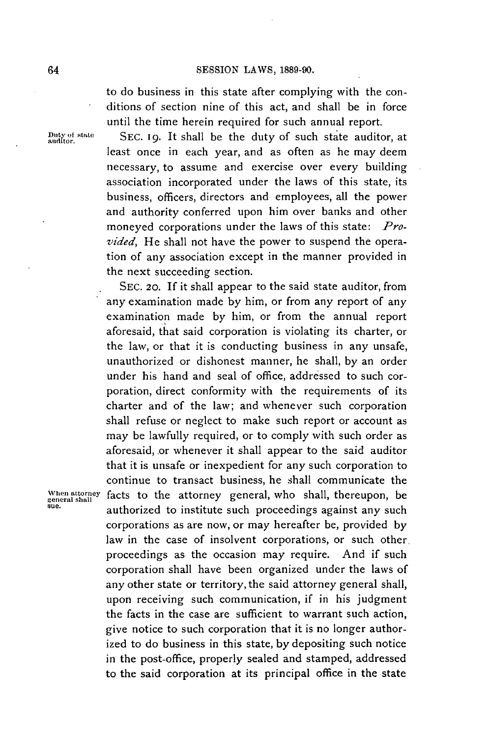to do business in this state after complying with the conditions of section nine of this act, and shall be in force until the time herein required for such annual report.

Duty of state auditor.

SEC. 19. It shall be the duty of such state auditor, at least once in each year, and as often as he may deem necessary, to assume and exercise over every building association incorporated under the laws of this state, its business, officers, directors and employees, all the power and authority conferred upon him over banks and other moneyed corporations under the laws of this state: *Provided*, He shall not have the power to suspend the operation of any association except in the manner provided in the next succeeding section.

SEC. 20. If it shall appear to the said state auditor, from any examination made by him, or from any report of any examination made by him, or from the annual report aforesaid, that said corporation is violating its charter, or the law, or that it is conducting business in any unsafe, unauthorized or dishonest manner, he shall, by an order under his hand and seal of office, addressed to such corporation, direct conformity with the requirements of its charter and of the law; and whenever such corporation shall refuse or neglect to make such report or account as may be lawfully required, or to comply with such order as aforesaid, or whenever it shall appear to the said auditor that it is unsafe or inexpedient for any such corporation to continue to transact business, he shall communicate the facts to the attorney general, who shall, thereupon, be authorized to institute such proceedings against any such corporations as are now, or may hereafter be, provided by law in the case of insolvent corporations, or such other proceedings as the occasion may require. And if such corporation shall have been organized under the laws of any other state or territory, the said attorney general shall, upon receiving such communication, if in his judgment the facts in the case are sufficient to warrant such action, give notice to such corporation that it is no longer authorized to do business in this state, by depositing such notice in the post-office, properly sealed and stamped, addressed to the said corporation at its principal office in the state

When attorney general shall sue.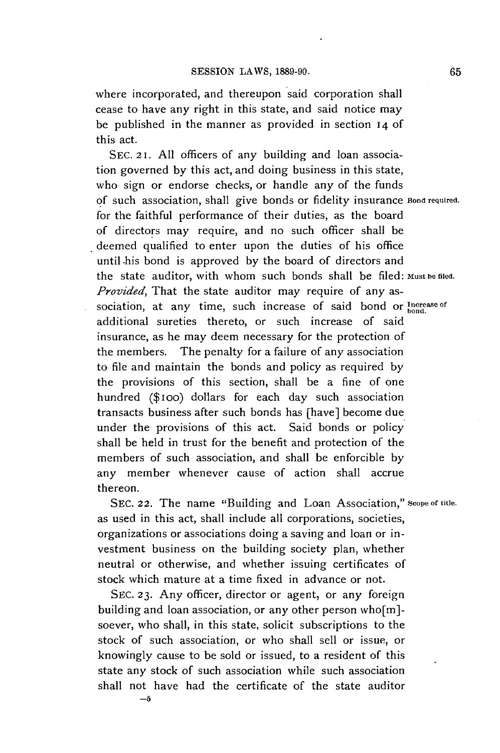where incorporated, and thereupon said corporation shall cease to have any right in this state, and said notice may be published in the manner as provided in section 14 of this act.

SEC. 21. All officers of any building and loan association governed by this act, and doing business in this state, who sign or endorse checks, or handle any of the funds of such association, shall give bonds or fidelity insurance for the faithful performance of their duties, as the board of directors may require, and no such officer shall be deemed qualified to enter upon the duties of his office until his bond is approved by the board of directors and the state auditor, with whom such bonds shall be filed: *Provided*, That the state auditor may require of any association, at any time, such increase of said bond or additional sureties thereto, or such increase of said insurance, as he may deem necessary for the protection of the members. The penalty for a failure of any association to file and maintain the bonds and policy as required by the provisions of this section, shall be a fine of one hundred ($100) dollars for each day such association transacts business after such bonds has [have] become due under the provisions of this act. Said bonds or policy shall be held in trust for the benefit and protection of the members of such association, and shall be enforcible by any member whenever cause of action shall accrue thereon.

Bond required.

Must be filed.

Increase of bond.

SEC. 22. The name "Building and Loan Association," as used in this act, shall include all corporations, societies, organizations or associations doing a saving and loan or investment business on the building society plan, whether neutral or otherwise, and whether issuing certificates of stock which mature at a time fixed in advance or not.

Scope of title.

SEC. 23. Any officer, director or agent, or any foreign building and loan association, or any other person who[m]-soever, who shall, in this state, solicit subscriptions to the stock of such association, or who shall sell or issue, or knowingly cause to be sold or issued, to a resident of this state any stock of such association while such association shall not have had the certificate of the state auditor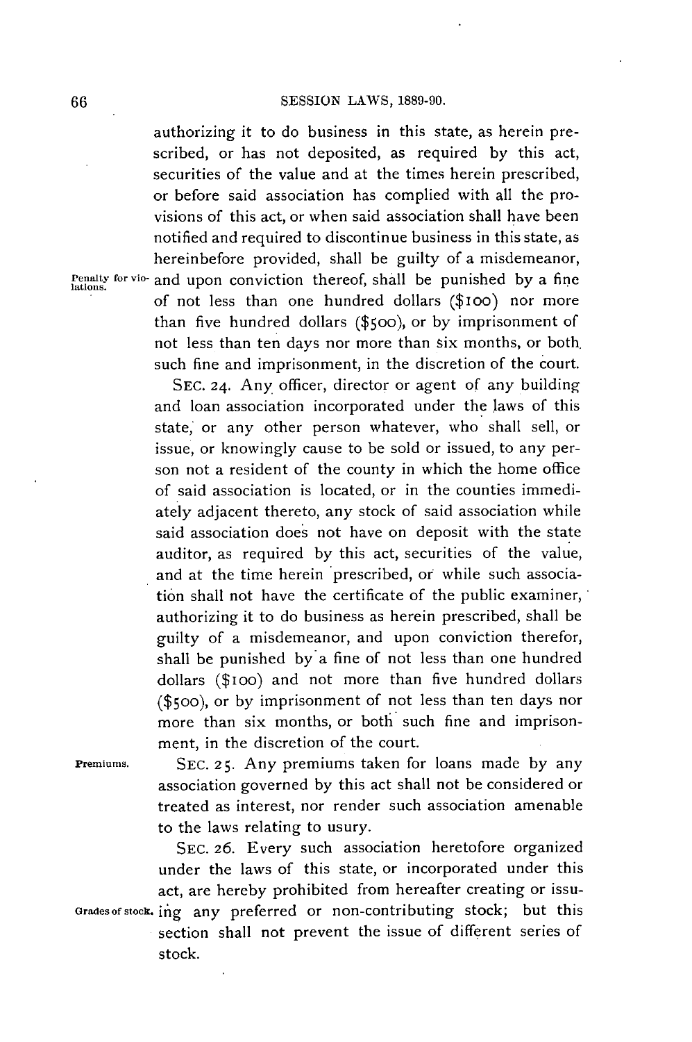authorizing it to do business in this state, as herein prescribed, or has not deposited, as required by this act, securities of the value and at the times herein prescribed, or before said association has complied with all the provisions of this act, or when said association shall have been notified and required to discontinue business in this state, as hereinbefore provided, shall be guilty of a misdemeanor, and upon conviction thereof, shall be punished by a fine of not less than one hundred dollars ($100) nor more than five hundred dollars ($500), or by imprisonment of not less than ten days nor more than six months, or both such fine and imprisonment, in the discretion of the court.

Penalty for violations.

SEC. 24. Any officer, director or agent of any building and loan association incorporated under the laws of this state, or any other person whatever, who shall sell, or issue, or knowingly cause to be sold or issued, to any person not a resident of the county in which the home office of said association is located, or in the counties immediately adjacent thereto, any stock of said association while said association does not have on deposit with the state auditor, as required by this act, securities of the value, and at the time herein prescribed, or while such association shall not have the certificate of the public examiner, authorizing it to do business as herein prescribed, shall be guilty of a misdemeanor, and upon conviction therefor, shall be punished by a fine of not less than one hundred dollars ($100) and not more than five hundred dollars ($500), or by imprisonment of not less than ten days nor more than six months, or both such fine and imprisonment, in the discretion of the court.

Premiums.

SEC. 25. Any premiums taken for loans made by any association governed by this act shall not be considered or treated as interest, nor render such association amenable to the laws relating to usury.

Grades of stock.

SEC. 26. Every such association heretofore organized under the laws of this state, or incorporated under this act, are hereby prohibited from hereafter creating or issuing any preferred or non-contributing stock; but this section shall not prevent the issue of different series of stock.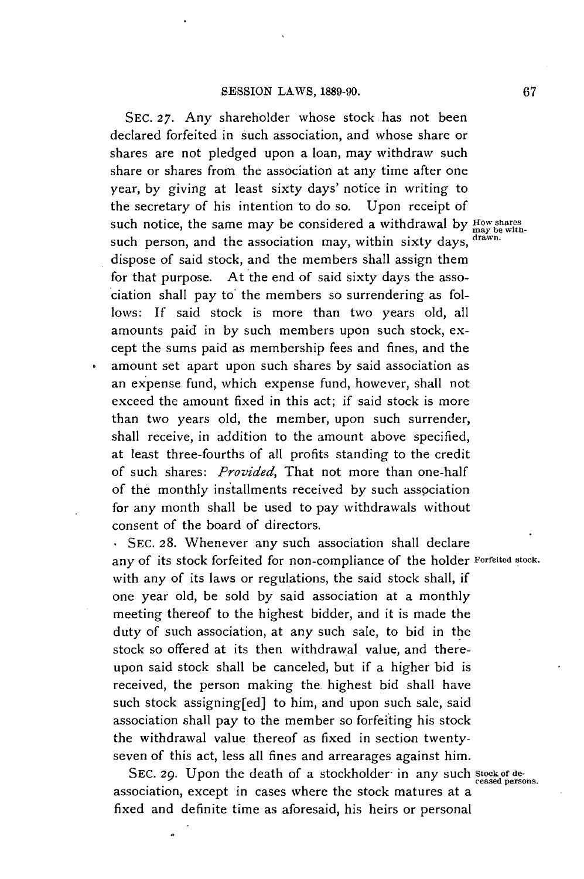SEC. 27. Any shareholder whose stock has not been declared forfeited in such association, and whose share or shares are not pledged upon a loan, may withdraw such share or shares from the association at any time after one year, by giving at least sixty days' notice in writing to the secretary of his intention to do so. Upon receipt of such notice, the same may be considered a withdrawal by such person, and the association may, within sixty days, dispose of said stock, and the members shall assign them for that purpose. At the end of said sixty days the association shall pay to the members so surrendering as follows: If said stock is more than two years old, all amounts paid in by such members upon such stock, except the sums paid as membership fees and fines, and the amount set apart upon such shares by said association as an expense fund, which expense fund, however, shall not exceed the amount fixed in this act; if said stock is more than two years old, the member, upon such surrender, shall receive, in addition to the amount above specified, at least three-fourths of all profits standing to the credit of such shares: *Provided*, That not more than one-half of the monthly installments received by such association for any month shall be used to pay withdrawals without consent of the board of directors.

*How shares may be withdrawn.*

SEC. 28. Whenever any such association shall declare any of its stock forfeited for non-compliance of the holder with any of its laws or regulations, the said stock shall, if one year old, be sold by said association at a monthly meeting thereof to the highest bidder, and it is made the duty of such association, at any such sale, to bid in the stock so offered at its then withdrawal value, and thereupon said stock shall be canceled, but if a higher bid is received, the person making the highest bid shall have such stock assigning[ed] to him, and upon such sale, said association shall pay to the member so forfeiting his stock the withdrawal value thereof as fixed in section twenty-seven of this act, less all fines and arrearages against him.

*Forfeited stock.*

SEC. 29. Upon the death of a stockholder in any such association, except in cases where the stock matures at a fixed and definite time as aforesaid, his heirs or personal

*Stock of deceased persons.*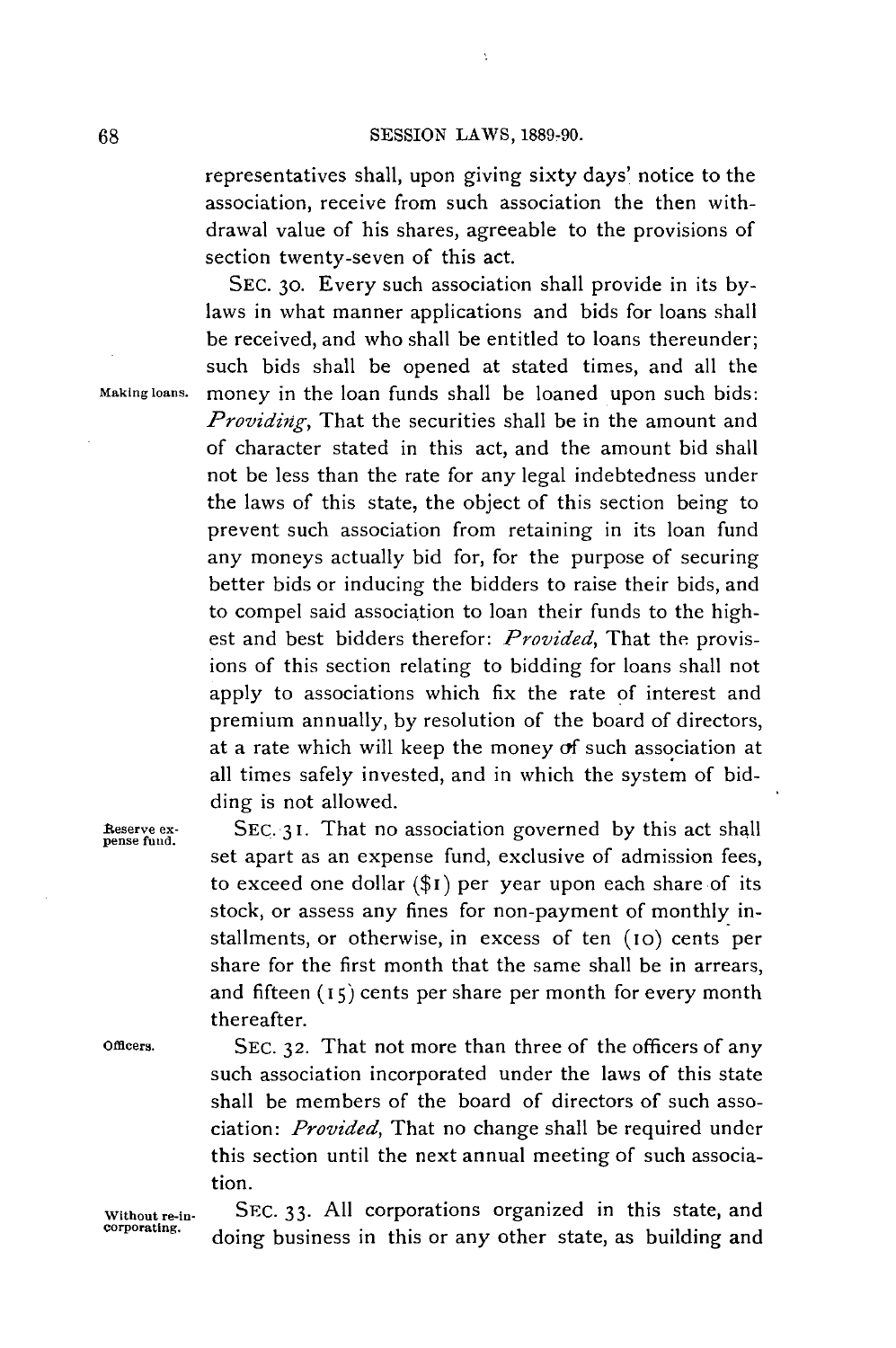representatives shall, upon giving sixty days' notice to the association, receive from such association the then withdrawal value of his shares, agreeable to the provisions of section twenty-seven of this act.

Making loans.

SEC. 30. Every such association shall provide in its by-laws in what manner applications and bids for loans shall be received, and who shall be entitled to loans thereunder; such bids shall be opened at stated times, and all the money in the loan funds shall be loaned upon such bids: *Providing*, That the securities shall be in the amount and of character stated in this act, and the amount bid shall not be less than the rate for any legal indebtedness under the laws of this state, the object of this section being to prevent such association from retaining in its loan fund any moneys actually bid for, for the purpose of securing better bids or inducing the bidders to raise their bids, and to compel said association to loan their funds to the highest and best bidders therefor: *Provided*, That the provisions of this section relating to bidding for loans shall not apply to associations which fix the rate of interest and premium annually, by resolution of the board of directors, at a rate which will keep the money of such association at all times safely invested, and in which the system of bidding is not allowed.

Reserve expense fund.

SEC. 31. That no association governed by this act shall set apart as an expense fund, exclusive of admission fees, to exceed one dollar ($1) per year upon each share of its stock, or assess any fines for non-payment of monthly installments, or otherwise, in excess of ten (10) cents per share for the first month that the same shall be in arrears, and fifteen (15) cents per share per month for every month thereafter.

Officers.

SEC. 32. That not more than three of the officers of any such association incorporated under the laws of this state shall be members of the board of directors of such association: *Provided*, That no change shall be required under this section until the next annual meeting of such association.

Without re-incorporating.

SEC. 33. All corporations organized in this state, and doing business in this or any other state, as building and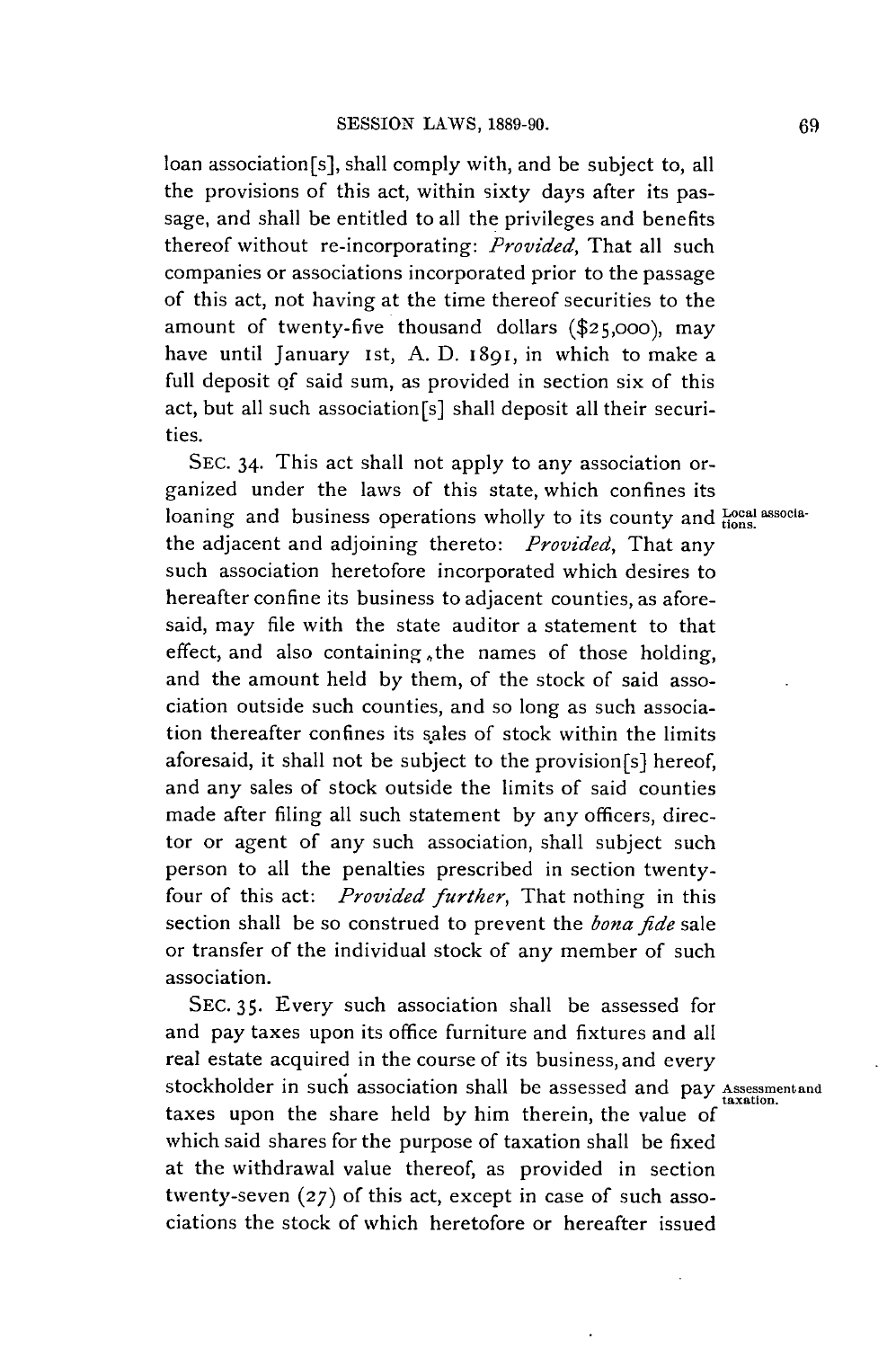loan association[s], shall comply with, and be subject to, all the provisions of this act, within sixty days after its passage, and shall be entitled to all the privileges and benefits thereof without re-incorporating: *Provided*, That all such companies or associations incorporated prior to the passage of this act, not having at the time thereof securities to the amount of twenty-five thousand dollars ($25,000), may have until January 1st, A. D. 1891, in which to make a full deposit of said sum, as provided in section six of this act, but all such association[s] shall deposit all their securities.

SEC. 34. This act shall not apply to any association organized under the laws of this state, which confines its loaning and business operations wholly to its county and the adjacent and adjoining thereto: *Provided*, That any such association heretofore incorporated which desires to hereafter confine its business to adjacent counties, as aforesaid, may file with the state auditor a statement to that effect, and also containing the names of those holding, and the amount held by them, of the stock of said association outside such counties, and so long as such association thereafter confines its sales of stock within the limits aforesaid, it shall not be subject to the provision[s] hereof, and any sales of stock outside the limits of said counties made after filing all such statement by any officers, director or agent of any such association, shall subject such person to all the penalties prescribed in section twenty-four of this act: *Provided further*, That nothing in this section shall be so construed to prevent the *bona fide* sale or transfer of the individual stock of any member of such association.

Local associations.

SEC. 35. Every such association shall be assessed for and pay taxes upon its office furniture and fixtures and all real estate acquired in the course of its business, and every stockholder in such association shall be assessed and pay taxes upon the share held by him therein, the value of which said shares for the purpose of taxation shall be fixed at the withdrawal value thereof, as provided in section twenty-seven (27) of this act, except in case of such associations the stock of which heretofore or hereafter issued

Assessment and taxation.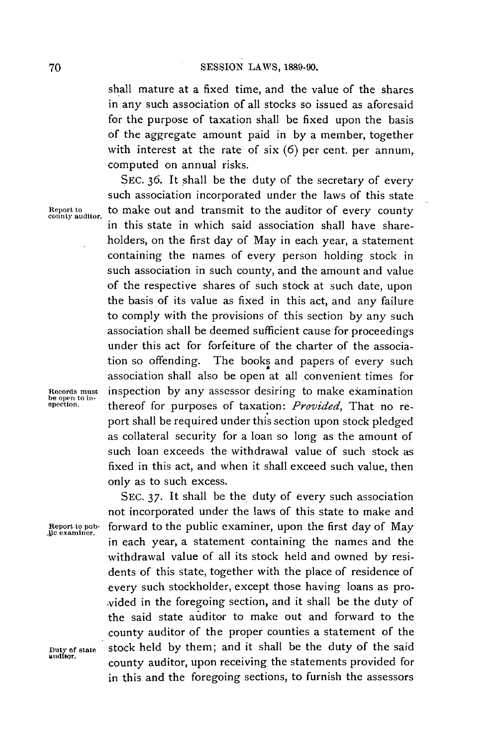shall mature at a fixed time, and the value of the shares in any such association of all stocks so issued as aforesaid for the purpose of taxation shall be fixed upon the basis of the aggregate amount paid in by a member, together with interest at the rate of six (6) per cent. per annum, computed on annual risks.

Report to county auditor.

SEC. 36. It shall be the duty of the secretary of every such association incorporated under the laws of this state to make out and transmit to the auditor of every county in this state in which said association shall have shareholders, on the first day of May in each year, a statement containing the names of every person holding stock in such association in such county, and the amount and value of the respective shares of such stock at such date, upon the basis of its value as fixed in this act, and any failure to comply with the provisions of this section by any such association shall be deemed sufficient cause for proceedings under this act for forfeiture of the charter of the association so offending. The books and papers of every such association shall also be open at all convenient times for inspection by any assessor desiring to make examination thereof for purposes of taxation: *Provided*, That no report shall be required under this section upon stock pledged as collateral security for a loan so long as the amount of such loan exceeds the withdrawal value of such stock as fixed in this act, and when it shall exceed such value, then only as to such excess.

Records must be open to inspection.

Report to public examiner.

SEC. 37. It shall be the duty of every such association not incorporated under the laws of this state to make and forward to the public examiner, upon the first day of May in each year, a statement containing the names and the withdrawal value of all its stock held and owned by residents of this state, together with the place of residence of every such stockholder, except those having loans as provided in the foregoing section, and it shall be the duty of the said state auditor to make out and forward to the county auditor of the proper counties a statement of the stock held by them; and it shall be the duty of the said county auditor, upon receiving the statements provided for in this and the foregoing sections, to furnish the assessors

Duty of state auditor.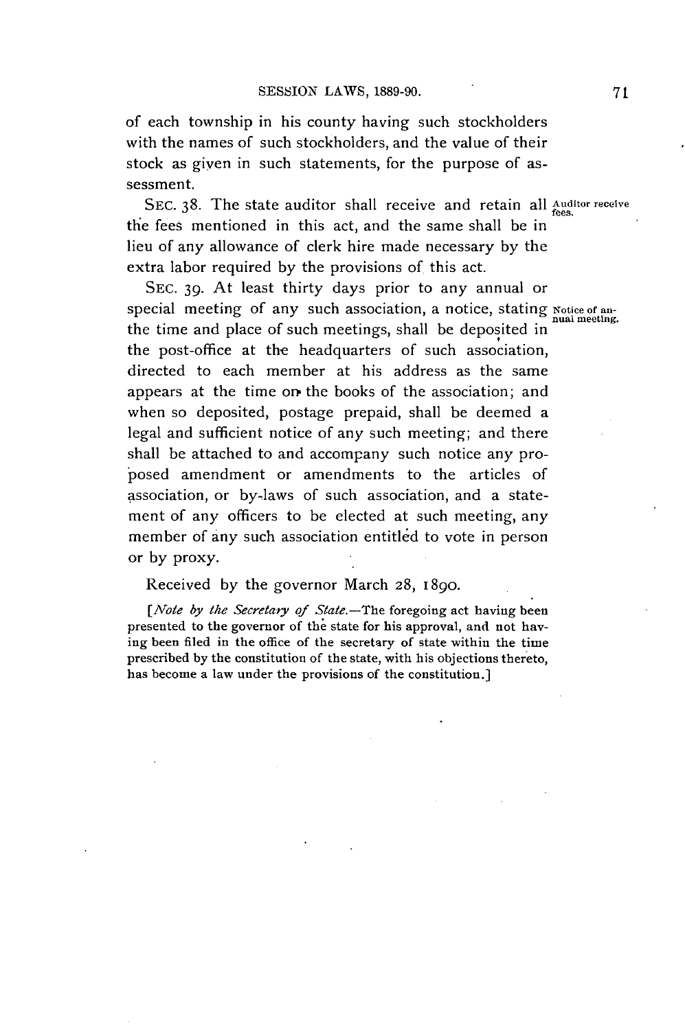of each township in his county having such stockholders with the names of such stockholders, and the value of their stock as given in such statements, for the purpose of assessment.

SEC. 38. The state auditor shall receive and retain all the fees mentioned in this act, and the same shall be in lieu of any allowance of clerk hire made necessary by the extra labor required by the provisions of this act.

Auditor receive fees.

SEC. 39. At least thirty days prior to any annual or special meeting of any such association, a notice, stating the time and place of such meetings, shall be deposited in the post-office at the headquarters of such association, directed to each member at his address as the same appears at the time on the books of the association; and when so deposited, postage prepaid, shall be deemed a legal and sufficient notice of any such meeting; and there shall be attached to and accompany such notice any proposed amendment or amendments to the articles of association, or by-laws of such association, and a statement of any officers to be elected at such meeting, any member of any such association entitled to vote in person or by proxy.

Notice of annual meeting.

Received by the governor March 28, 1890.

[*Note by the Secretary of State.*—The foregoing act having been presented to the governor of the state for his approval, and not having been filed in the office of the secretary of state within the time prescribed by the constitution of the state, with his objections thereto, has become a law under the provisions of the constitution.]